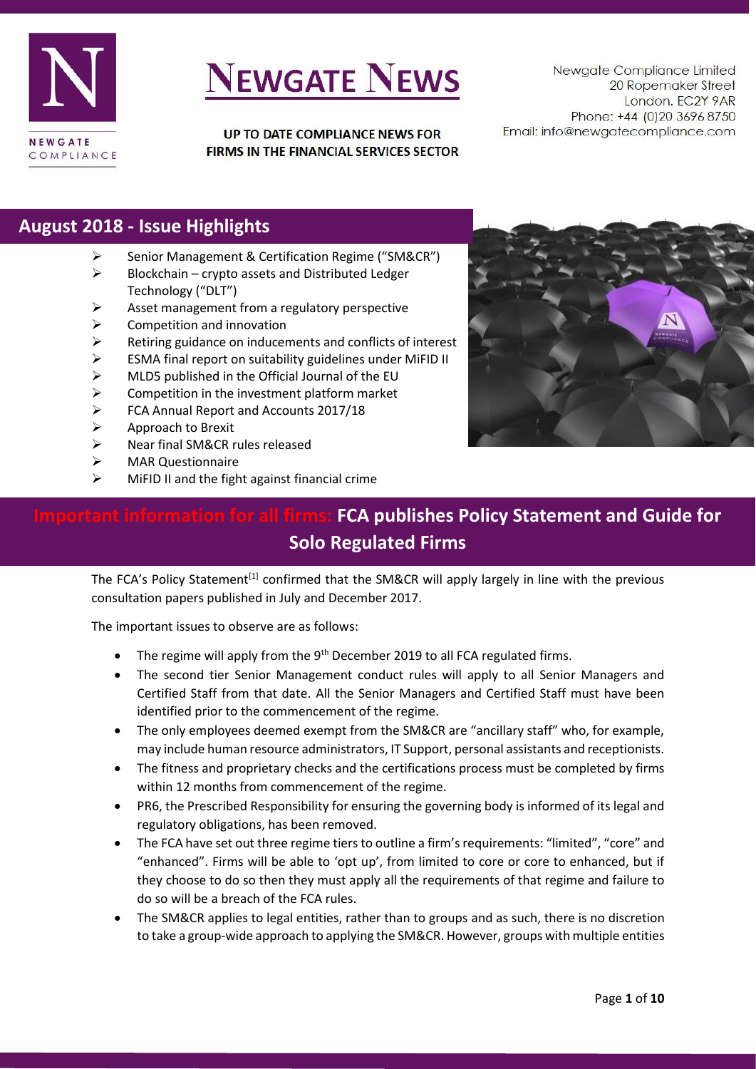# NEWGATE NEWS

**UP TO DATE COMPLIANCE NEWS FOR FIRMS IN THE FINANCIAL SERVICES SECTOR**

Newgate Compliance Limited
20 Ropemaker Street
London. EC2Y 9AR
Phone: +44 (0)20 3696 8750
Email: info@newgatecompliance.com

## August 2018 - Issue Highlights

- Senior Management & Certification Regime ("SM&CR")
- Blockchain – crypto assets and Distributed Ledger Technology ("DLT")
- Asset management from a regulatory perspective
- Competition and innovation
- Retiring guidance on inducements and conflicts of interest
- ESMA final report on suitability guidelines under MiFID II
- MLD5 published in the Official Journal of the EU
- Competition in the investment platform market
- FCA Annual Report and Accounts 2017/18
- Approach to Brexit
- Near final SM&CR rules released
- MAR Questionnaire
- MiFID II and the fight against financial crime

## Important information for all firms: FCA publishes Policy Statement and Guide for Solo Regulated Firms

The FCA's Policy Statement[1] confirmed that the SM&CR will apply largely in line with the previous consultation papers published in July and December 2017.

The important issues to observe are as follows:

- The regime will apply from the 9th December 2019 to all FCA regulated firms.
- The second tier Senior Management conduct rules will apply to all Senior Managers and Certified Staff from that date. All the Senior Managers and Certified Staff must have been identified prior to the commencement of the regime.
- The only employees deemed exempt from the SM&CR are "ancillary staff" who, for example, may include human resource administrators, IT Support, personal assistants and receptionists.
- The fitness and proprietary checks and the certifications process must be completed by firms within 12 months from commencement of the regime.
- PR6, the Prescribed Responsibility for ensuring the governing body is informed of its legal and regulatory obligations, has been removed.
- The FCA have set out three regime tiers to outline a firm's requirements: "limited", "core" and "enhanced". Firms will be able to 'opt up', from limited to core or core to enhanced, but if they choose to do so then they must apply all the requirements of that regime and failure to do so will be a breach of the FCA rules.
- The SM&CR applies to legal entities, rather than to groups and as such, there is no discretion to take a group-wide approach to applying the SM&CR. However, groups with multiple entities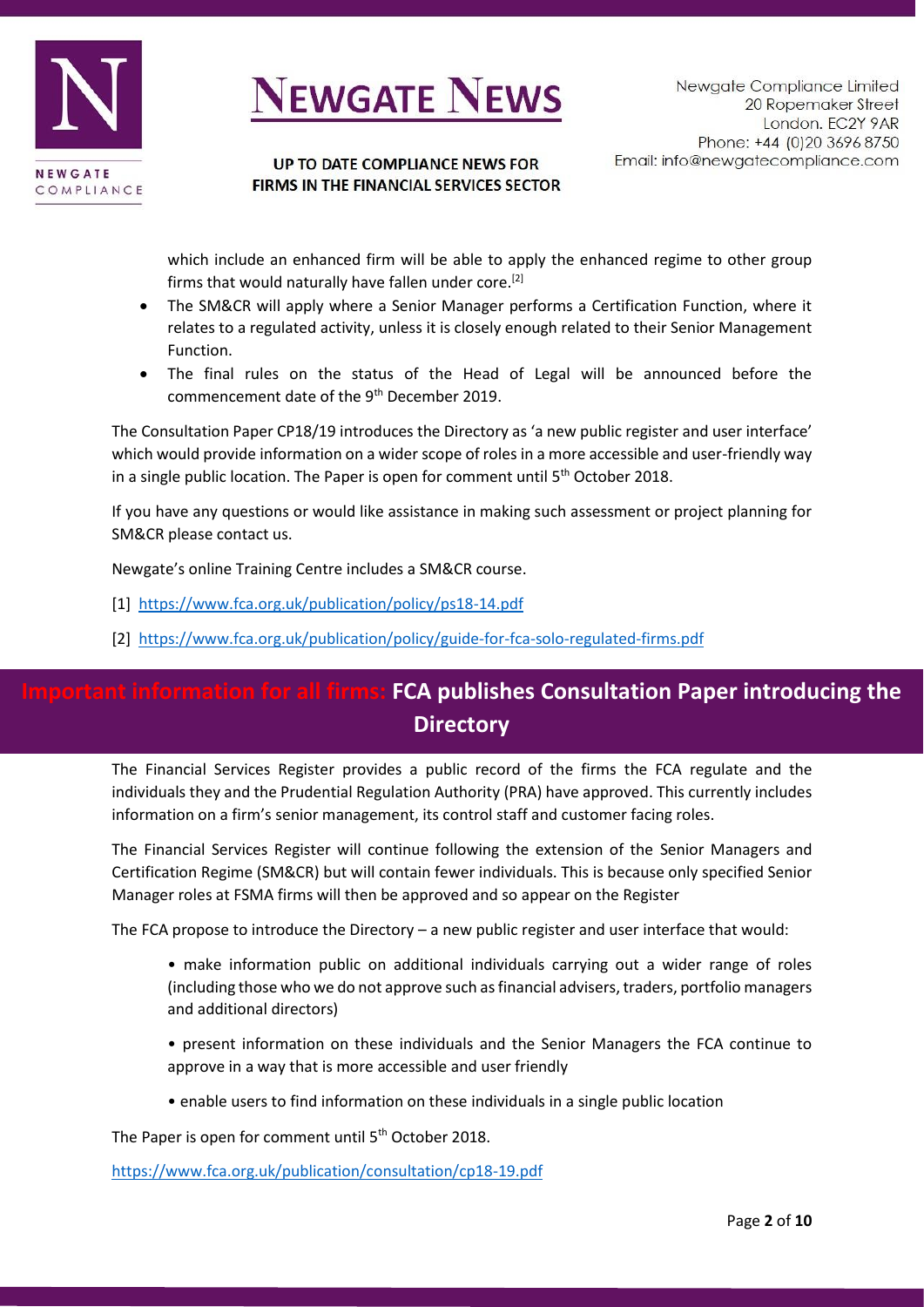which include an enhanced firm will be able to apply the enhanced regime to other group firms that would naturally have fallen under core.[2]

- The SM&CR will apply where a Senior Manager performs a Certification Function, where it relates to a regulated activity, unless it is closely enough related to their Senior Management Function.
- The final rules on the status of the Head of Legal will be announced before the commencement date of the 9th December 2019.

The Consultation Paper CP18/19 introduces the Directory as 'a new public register and user interface' which would provide information on a wider scope of roles in a more accessible and user-friendly way in a single public location. The Paper is open for comment until 5th October 2018.

If you have any questions or would like assistance in making such assessment or project planning for SM&CR please contact us.

Newgate's online Training Centre includes a SM&CR course.

[1] https://www.fca.org.uk/publication/policy/ps18-14.pdf

[2] https://www.fca.org.uk/publication/policy/guide-for-fca-solo-regulated-firms.pdf

## Important information for all firms: FCA publishes Consultation Paper introducing the Directory

The Financial Services Register provides a public record of the firms the FCA regulate and the individuals they and the Prudential Regulation Authority (PRA) have approved. This currently includes information on a firm's senior management, its control staff and customer facing roles.

The Financial Services Register will continue following the extension of the Senior Managers and Certification Regime (SM&CR) but will contain fewer individuals. This is because only specified Senior Manager roles at FSMA firms will then be approved and so appear on the Register

The FCA propose to introduce the Directory – a new public register and user interface that would:

- make information public on additional individuals carrying out a wider range of roles (including those who we do not approve such as financial advisers, traders, portfolio managers and additional directors)
- present information on these individuals and the Senior Managers the FCA continue to approve in a way that is more accessible and user friendly
- enable users to find information on these individuals in a single public location

The Paper is open for comment until 5th October 2018.

https://www.fca.org.uk/publication/consultation/cp18-19.pdf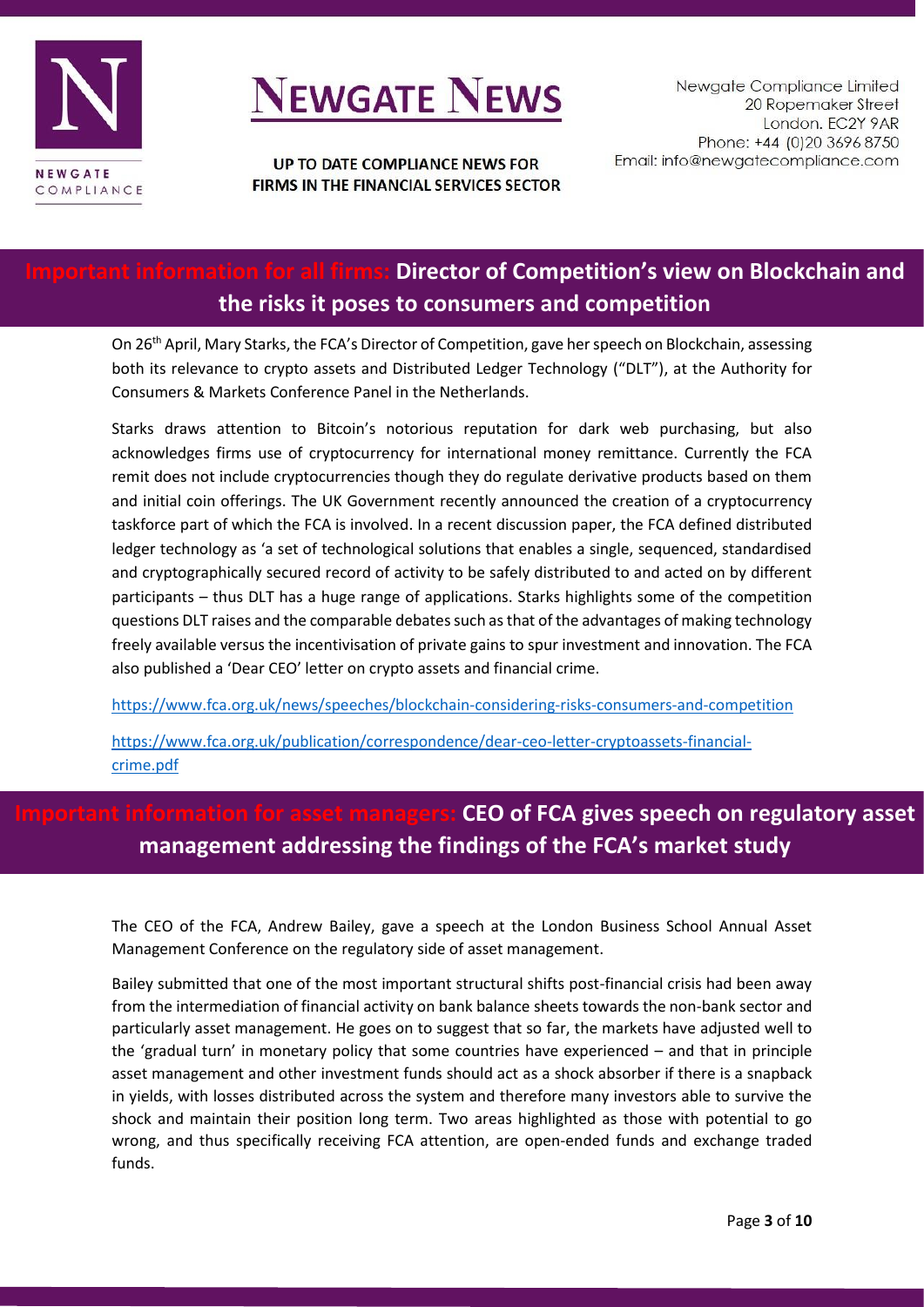## Important information for all firms: Director of Competition's view on Blockchain and the risks it poses to consumers and competition

On 26th April, Mary Starks, the FCA's Director of Competition, gave her speech on Blockchain, assessing both its relevance to crypto assets and Distributed Ledger Technology ("DLT"), at the Authority for Consumers & Markets Conference Panel in the Netherlands.

Starks draws attention to Bitcoin's notorious reputation for dark web purchasing, but also acknowledges firms use of cryptocurrency for international money remittance. Currently the FCA remit does not include cryptocurrencies though they do regulate derivative products based on them and initial coin offerings. The UK Government recently announced the creation of a cryptocurrency taskforce part of which the FCA is involved. In a recent discussion paper, the FCA defined distributed ledger technology as 'a set of technological solutions that enables a single, sequenced, standardised and cryptographically secured record of activity to be safely distributed to and acted on by different participants – thus DLT has a huge range of applications. Starks highlights some of the competition questions DLT raises and the comparable debates such as that of the advantages of making technology freely available versus the incentivisation of private gains to spur investment and innovation. The FCA also published a 'Dear CEO' letter on crypto assets and financial crime.

https://www.fca.org.uk/news/speeches/blockchain-considering-risks-consumers-and-competition

https://www.fca.org.uk/publication/correspondence/dear-ceo-letter-cryptoassets-financial-crime.pdf

## Important information for asset managers: CEO of FCA gives speech on regulatory asset management addressing the findings of the FCA's market study

The CEO of the FCA, Andrew Bailey, gave a speech at the London Business School Annual Asset Management Conference on the regulatory side of asset management.

Bailey submitted that one of the most important structural shifts post-financial crisis had been away from the intermediation of financial activity on bank balance sheets towards the non-bank sector and particularly asset management. He goes on to suggest that so far, the markets have adjusted well to the 'gradual turn' in monetary policy that some countries have experienced – and that in principle asset management and other investment funds should act as a shock absorber if there is a snapback in yields, with losses distributed across the system and therefore many investors able to survive the shock and maintain their position long term. Two areas highlighted as those with potential to go wrong, and thus specifically receiving FCA attention, are open-ended funds and exchange traded funds.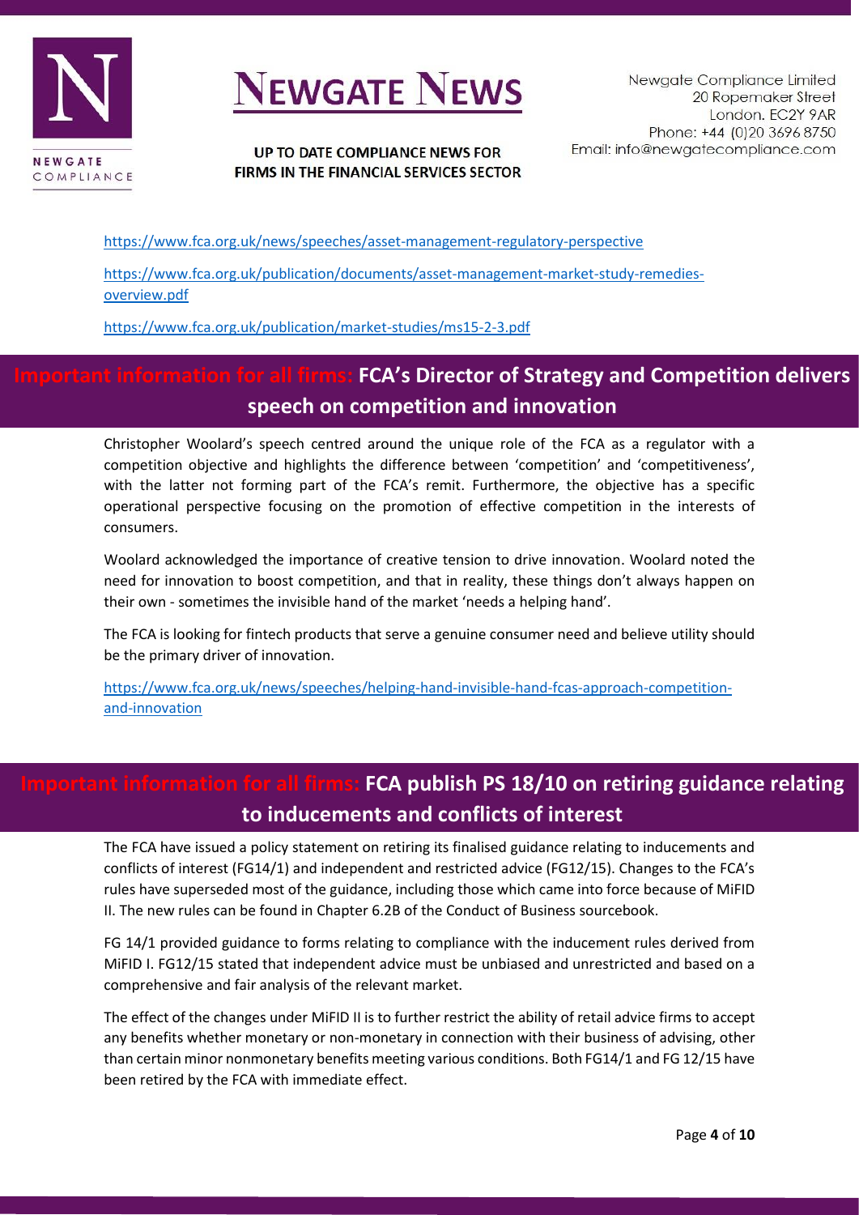https://www.fca.org.uk/news/speeches/asset-management-regulatory-perspective

https://www.fca.org.uk/publication/documents/asset-management-market-study-remedies-overview.pdf

https://www.fca.org.uk/publication/market-studies/ms15-2-3.pdf

## Important information for all firms: FCA's Director of Strategy and Competition delivers speech on competition and innovation

Christopher Woolard's speech centred around the unique role of the FCA as a regulator with a competition objective and highlights the difference between 'competition' and 'competitiveness', with the latter not forming part of the FCA's remit. Furthermore, the objective has a specific operational perspective focusing on the promotion of effective competition in the interests of consumers.

Woolard acknowledged the importance of creative tension to drive innovation. Woolard noted the need for innovation to boost competition, and that in reality, these things don't always happen on their own - sometimes the invisible hand of the market 'needs a helping hand'.

The FCA is looking for fintech products that serve a genuine consumer need and believe utility should be the primary driver of innovation.

https://www.fca.org.uk/news/speeches/helping-hand-invisible-hand-fcas-approach-competition-and-innovation

## Important information for all firms: FCA publish PS 18/10 on retiring guidance relating to inducements and conflicts of interest

The FCA have issued a policy statement on retiring its finalised guidance relating to inducements and conflicts of interest (FG14/1) and independent and restricted advice (FG12/15). Changes to the FCA's rules have superseded most of the guidance, including those which came into force because of MiFID II. The new rules can be found in Chapter 6.2B of the Conduct of Business sourcebook.

FG 14/1 provided guidance to forms relating to compliance with the inducement rules derived from MiFID I. FG12/15 stated that independent advice must be unbiased and unrestricted and based on a comprehensive and fair analysis of the relevant market.

The effect of the changes under MiFID II is to further restrict the ability of retail advice firms to accept any benefits whether monetary or non-monetary in connection with their business of advising, other than certain minor nonmonetary benefits meeting various conditions. Both FG14/1 and FG 12/15 have been retired by the FCA with immediate effect.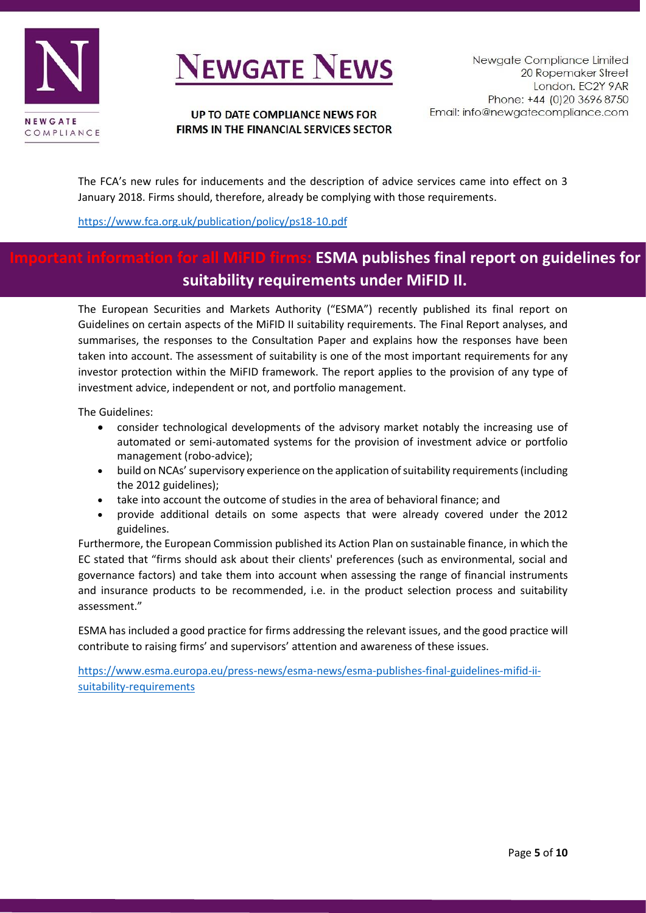The FCA's new rules for inducements and the description of advice services came into effect on 3 January 2018. Firms should, therefore, already be complying with those requirements.

https://www.fca.org.uk/publication/policy/ps18-10.pdf

## Important information for all MiFID firms: ESMA publishes final report on guidelines for suitability requirements under MiFID II.

The European Securities and Markets Authority ("ESMA") recently published its final report on Guidelines on certain aspects of the MiFID II suitability requirements. The Final Report analyses, and summarises, the responses to the Consultation Paper and explains how the responses have been taken into account. The assessment of suitability is one of the most important requirements for any investor protection within the MiFID framework. The report applies to the provision of any type of investment advice, independent or not, and portfolio management.

The Guidelines:

- consider technological developments of the advisory market notably the increasing use of automated or semi-automated systems for the provision of investment advice or portfolio management (robo-advice);
- build on NCAs' supervisory experience on the application of suitability requirements (including the 2012 guidelines);
- take into account the outcome of studies in the area of behavioral finance; and
- provide additional details on some aspects that were already covered under the 2012 guidelines.

Furthermore, the European Commission published its Action Plan on sustainable finance, in which the EC stated that "firms should ask about their clients' preferences (such as environmental, social and governance factors) and take them into account when assessing the range of financial instruments and insurance products to be recommended, i.e. in the product selection process and suitability assessment."

ESMA has included a good practice for firms addressing the relevant issues, and the good practice will contribute to raising firms' and supervisors' attention and awareness of these issues.

https://www.esma.europa.eu/press-news/esma-news/esma-publishes-final-guidelines-mifid-ii-suitability-requirements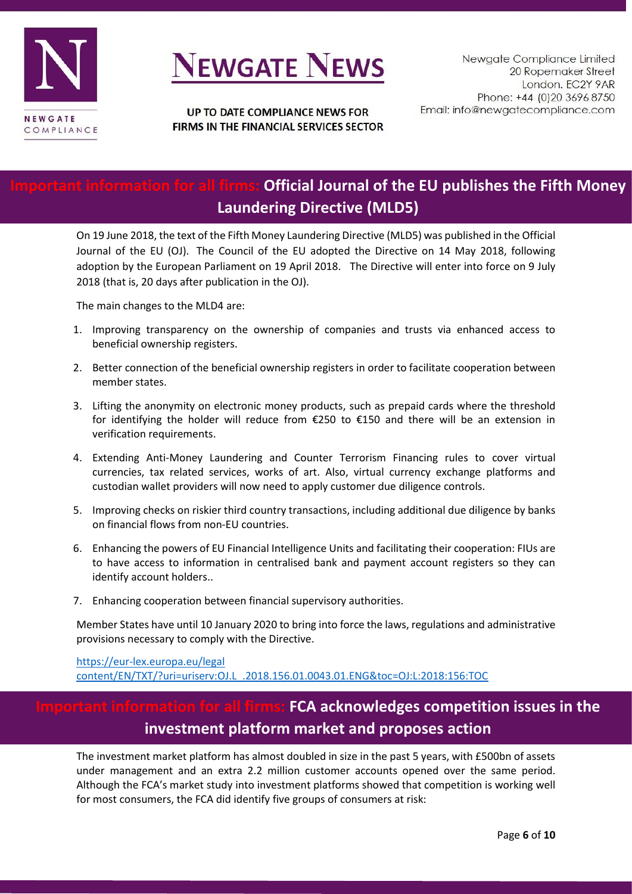## Important information for all firms: Official Journal of the EU publishes the Fifth Money Laundering Directive (MLD5)

On 19 June 2018, the text of the Fifth Money Laundering Directive (MLD5) was published in the Official Journal of the EU (OJ). The Council of the EU adopted the Directive on 14 May 2018, following adoption by the European Parliament on 19 April 2018. The Directive will enter into force on 9 July 2018 (that is, 20 days after publication in the OJ).

The main changes to the MLD4 are:

1. Improving transparency on the ownership of companies and trusts via enhanced access to beneficial ownership registers.
2. Better connection of the beneficial ownership registers in order to facilitate cooperation between member states.
3. Lifting the anonymity on electronic money products, such as prepaid cards where the threshold for identifying the holder will reduce from €250 to €150 and there will be an extension in verification requirements.
4. Extending Anti-Money Laundering and Counter Terrorism Financing rules to cover virtual currencies, tax related services, works of art. Also, virtual currency exchange platforms and custodian wallet providers will now need to apply customer due diligence controls.
5. Improving checks on riskier third country transactions, including additional due diligence by banks on financial flows from non-EU countries.
6. Enhancing the powers of EU Financial Intelligence Units and facilitating their cooperation: FIUs are to have access to information in centralised bank and payment account registers so they can identify account holders..
7. Enhancing cooperation between financial supervisory authorities.

Member States have until 10 January 2020 to bring into force the laws, regulations and administrative provisions necessary to comply with the Directive.

https://eur-lex.europa.eu/legal content/EN/TXT/?uri=uriserv:OJ.L_.2018.156.01.0043.01.ENG&toc=OJ:L:2018:156:TOC

## Important information for all firms: FCA acknowledges competition issues in the investment platform market and proposes action

The investment market platform has almost doubled in size in the past 5 years, with £500bn of assets under management and an extra 2.2 million customer accounts opened over the same period. Although the FCA's market study into investment platforms showed that competition is working well for most consumers, the FCA did identify five groups of consumers at risk: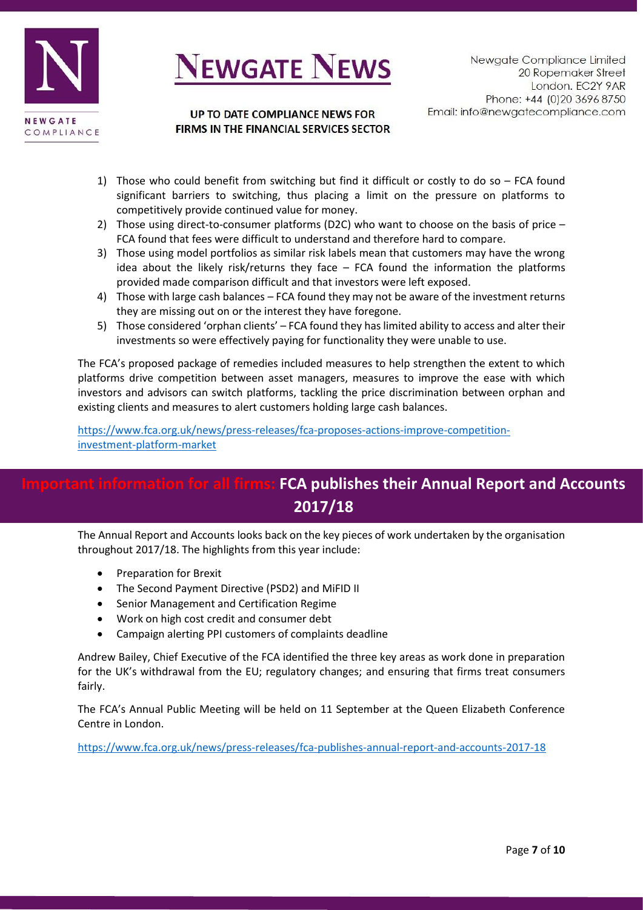1) Those who could benefit from switching but find it difficult or costly to do so – FCA found significant barriers to switching, thus placing a limit on the pressure on platforms to competitively provide continued value for money.
2) Those using direct-to-consumer platforms (D2C) who want to choose on the basis of price – FCA found that fees were difficult to understand and therefore hard to compare.
3) Those using model portfolios as similar risk labels mean that customers may have the wrong idea about the likely risk/returns they face – FCA found the information the platforms provided made comparison difficult and that investors were left exposed.
4) Those with large cash balances – FCA found they may not be aware of the investment returns they are missing out on or the interest they have foregone.
5) Those considered 'orphan clients' – FCA found they has limited ability to access and alter their investments so were effectively paying for functionality they were unable to use.

The FCA's proposed package of remedies included measures to help strengthen the extent to which platforms drive competition between asset managers, measures to improve the ease with which investors and advisors can switch platforms, tackling the price discrimination between orphan and existing clients and measures to alert customers holding large cash balances.

https://www.fca.org.uk/news/press-releases/fca-proposes-actions-improve-competition-investment-platform-market

## Important information for all firms: FCA publishes their Annual Report and Accounts 2017/18

The Annual Report and Accounts looks back on the key pieces of work undertaken by the organisation throughout 2017/18. The highlights from this year include:

- Preparation for Brexit
- The Second Payment Directive (PSD2) and MiFID II
- Senior Management and Certification Regime
- Work on high cost credit and consumer debt
- Campaign alerting PPI customers of complaints deadline

Andrew Bailey, Chief Executive of the FCA identified the three key areas as work done in preparation for the UK's withdrawal from the EU; regulatory changes; and ensuring that firms treat consumers fairly.

The FCA's Annual Public Meeting will be held on 11 September at the Queen Elizabeth Conference Centre in London.

https://www.fca.org.uk/news/press-releases/fca-publishes-annual-report-and-accounts-2017-18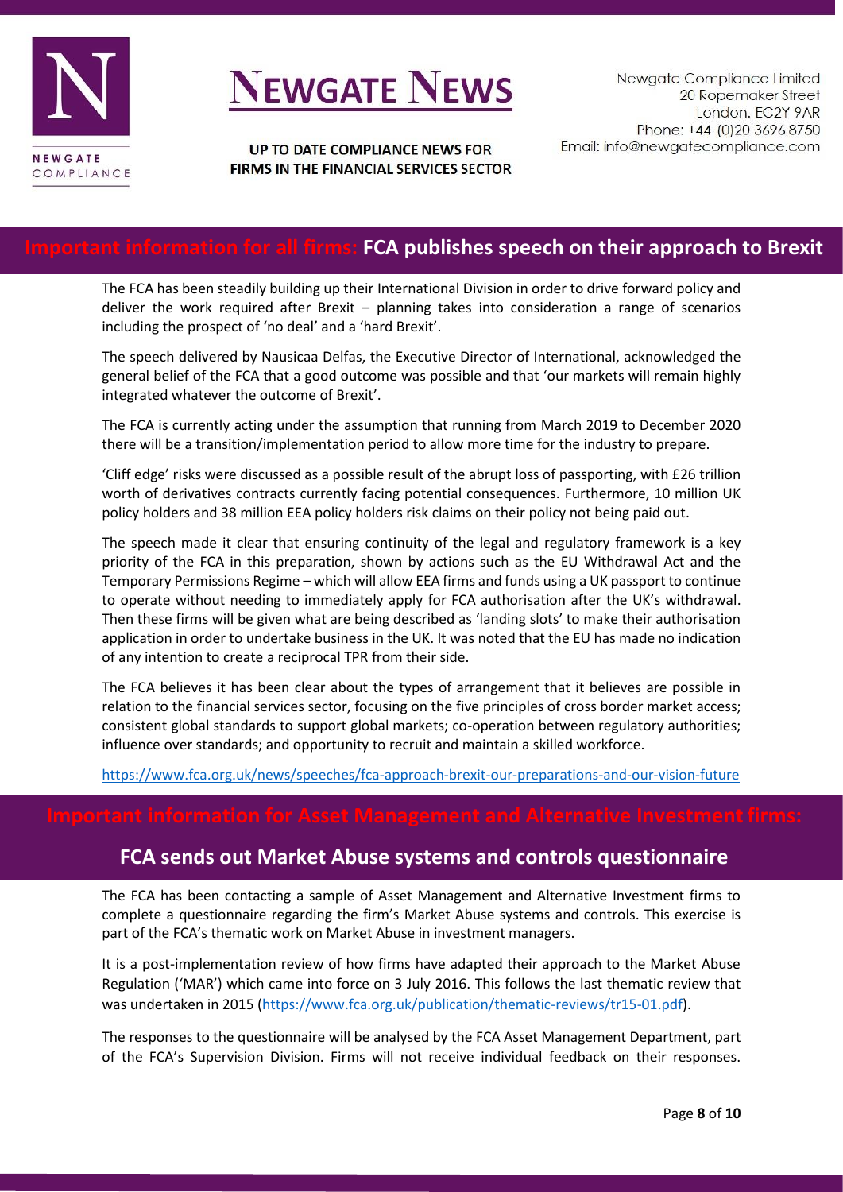## Important information for all firms: FCA publishes speech on their approach to Brexit

The FCA has been steadily building up their International Division in order to drive forward policy and deliver the work required after Brexit – planning takes into consideration a range of scenarios including the prospect of 'no deal' and a 'hard Brexit'.

The speech delivered by Nausicaa Delfas, the Executive Director of International, acknowledged the general belief of the FCA that a good outcome was possible and that 'our markets will remain highly integrated whatever the outcome of Brexit'.

The FCA is currently acting under the assumption that running from March 2019 to December 2020 there will be a transition/implementation period to allow more time for the industry to prepare.

'Cliff edge' risks were discussed as a possible result of the abrupt loss of passporting, with £26 trillion worth of derivatives contracts currently facing potential consequences. Furthermore, 10 million UK policy holders and 38 million EEA policy holders risk claims on their policy not being paid out.

The speech made it clear that ensuring continuity of the legal and regulatory framework is a key priority of the FCA in this preparation, shown by actions such as the EU Withdrawal Act and the Temporary Permissions Regime – which will allow EEA firms and funds using a UK passport to continue to operate without needing to immediately apply for FCA authorisation after the UK's withdrawal. Then these firms will be given what are being described as 'landing slots' to make their authorisation application in order to undertake business in the UK. It was noted that the EU has made no indication of any intention to create a reciprocal TPR from their side.

The FCA believes it has been clear about the types of arrangement that it believes are possible in relation to the financial services sector, focusing on the five principles of cross border market access; consistent global standards to support global markets; co-operation between regulatory authorities; influence over standards; and opportunity to recruit and maintain a skilled workforce.

https://www.fca.org.uk/news/speeches/fca-approach-brexit-our-preparations-and-our-vision-future

## Important information for Asset Management and Alternative Investment firms:

## FCA sends out Market Abuse systems and controls questionnaire

The FCA has been contacting a sample of Asset Management and Alternative Investment firms to complete a questionnaire regarding the firm's Market Abuse systems and controls. This exercise is part of the FCA's thematic work on Market Abuse in investment managers.

It is a post-implementation review of how firms have adapted their approach to the Market Abuse Regulation ('MAR') which came into force on 3 July 2016. This follows the last thematic review that was undertaken in 2015 (https://www.fca.org.uk/publication/thematic-reviews/tr15-01.pdf).

The responses to the questionnaire will be analysed by the FCA Asset Management Department, part of the FCA's Supervision Division. Firms will not receive individual feedback on their responses.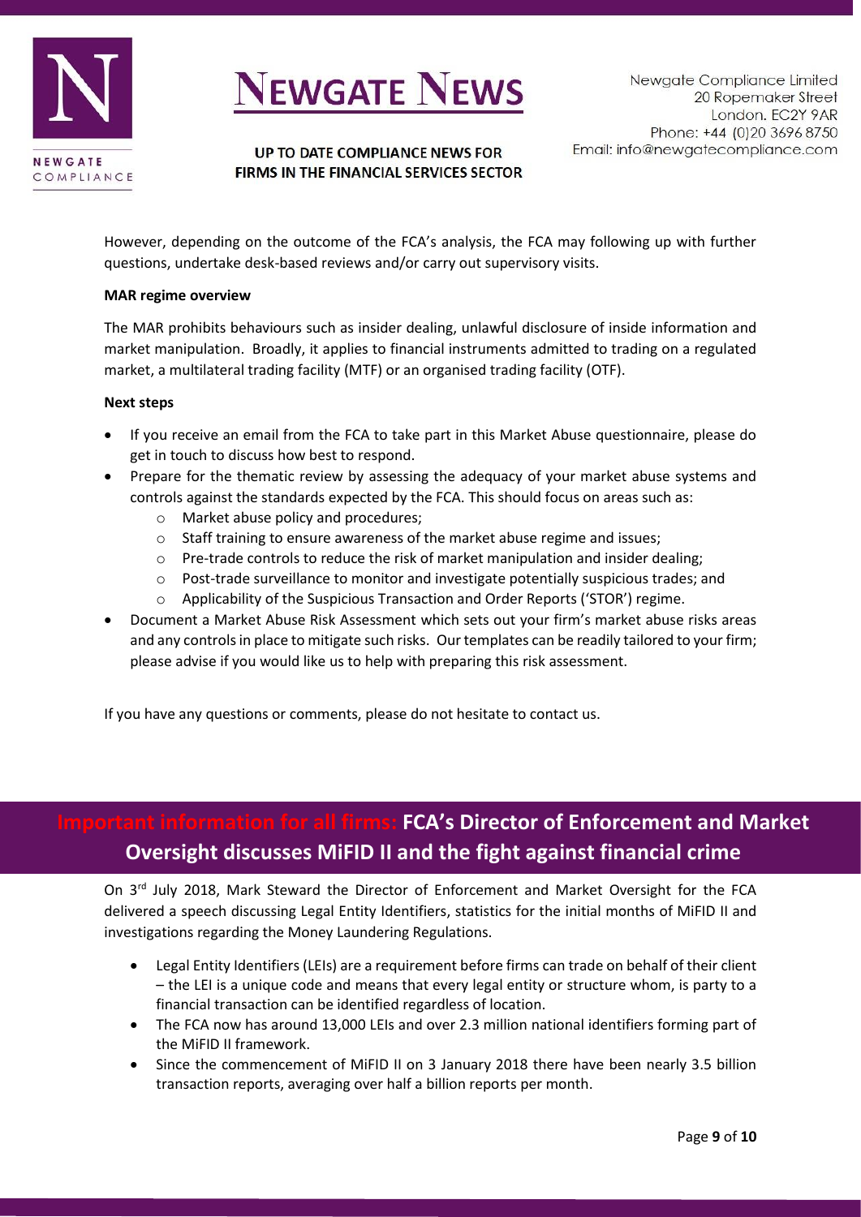However, depending on the outcome of the FCA's analysis, the FCA may following up with further questions, undertake desk-based reviews and/or carry out supervisory visits.

**MAR regime overview**

The MAR prohibits behaviours such as insider dealing, unlawful disclosure of inside information and market manipulation. Broadly, it applies to financial instruments admitted to trading on a regulated market, a multilateral trading facility (MTF) or an organised trading facility (OTF).

**Next steps**

- If you receive an email from the FCA to take part in this Market Abuse questionnaire, please do get in touch to discuss how best to respond.
- Prepare for the thematic review by assessing the adequacy of your market abuse systems and controls against the standards expected by the FCA. This should focus on areas such as:
  - Market abuse policy and procedures;
  - Staff training to ensure awareness of the market abuse regime and issues;
  - Pre-trade controls to reduce the risk of market manipulation and insider dealing;
  - Post-trade surveillance to monitor and investigate potentially suspicious trades; and
  - Applicability of the Suspicious Transaction and Order Reports ('STOR') regime.
- Document a Market Abuse Risk Assessment which sets out your firm's market abuse risks areas and any controls in place to mitigate such risks. Our templates can be readily tailored to your firm; please advise if you would like us to help with preparing this risk assessment.

If you have any questions or comments, please do not hesitate to contact us.

## Important information for all firms: FCA's Director of Enforcement and Market Oversight discusses MiFID II and the fight against financial crime

On 3rd July 2018, Mark Steward the Director of Enforcement and Market Oversight for the FCA delivered a speech discussing Legal Entity Identifiers, statistics for the initial months of MiFID II and investigations regarding the Money Laundering Regulations.

- Legal Entity Identifiers (LEIs) are a requirement before firms can trade on behalf of their client – the LEI is a unique code and means that every legal entity or structure whom, is party to a financial transaction can be identified regardless of location.
- The FCA now has around 13,000 LEIs and over 2.3 million national identifiers forming part of the MiFID II framework.
- Since the commencement of MiFID II on 3 January 2018 there have been nearly 3.5 billion transaction reports, averaging over half a billion reports per month.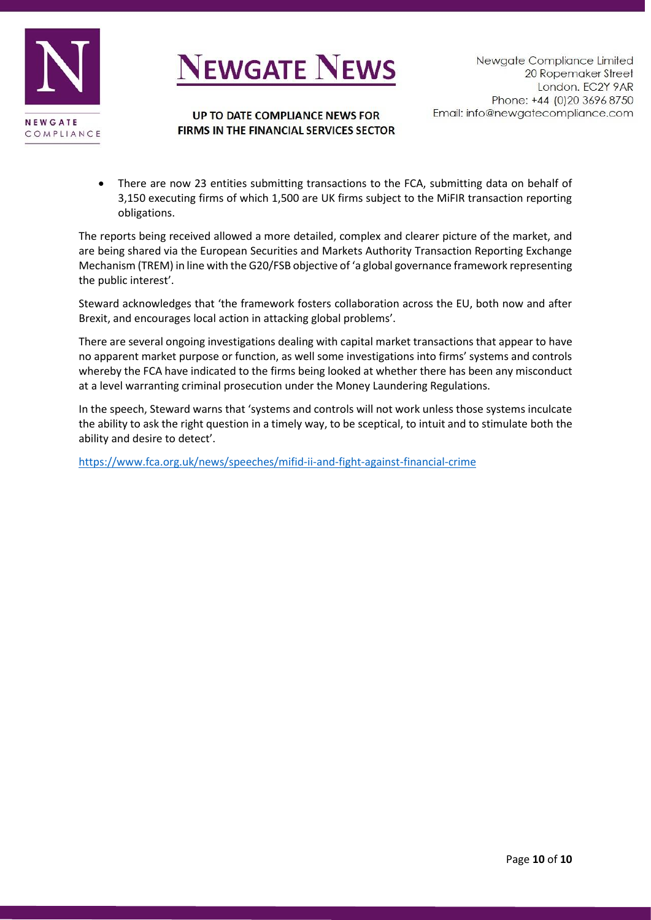- There are now 23 entities submitting transactions to the FCA, submitting data on behalf of 3,150 executing firms of which 1,500 are UK firms subject to the MiFIR transaction reporting obligations.

The reports being received allowed a more detailed, complex and clearer picture of the market, and are being shared via the European Securities and Markets Authority Transaction Reporting Exchange Mechanism (TREM) in line with the G20/FSB objective of 'a global governance framework representing the public interest'.

Steward acknowledges that 'the framework fosters collaboration across the EU, both now and after Brexit, and encourages local action in attacking global problems'.

There are several ongoing investigations dealing with capital market transactions that appear to have no apparent market purpose or function, as well some investigations into firms' systems and controls whereby the FCA have indicated to the firms being looked at whether there has been any misconduct at a level warranting criminal prosecution under the Money Laundering Regulations.

In the speech, Steward warns that 'systems and controls will not work unless those systems inculcate the ability to ask the right question in a timely way, to be sceptical, to intuit and to stimulate both the ability and desire to detect'.

https://www.fca.org.uk/news/speeches/mifid-ii-and-fight-against-financial-crime